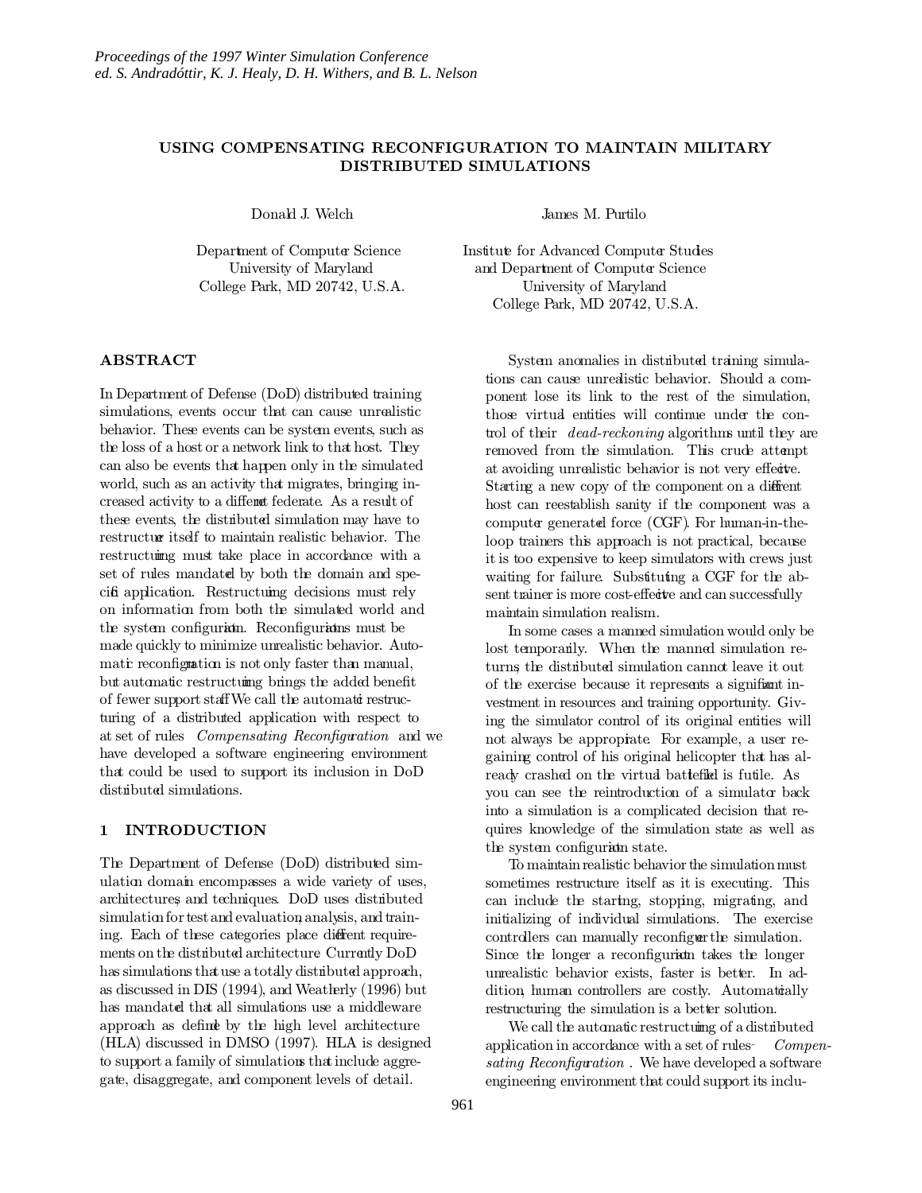# USING COMPENSATING RECONFIGURATION TO MAINTAIN MILITARY DISTRIBUTED SIMULATIONS

Donald J. Welch

Department of Computer Science
University of Maryland
College Park, MD 20742, U.S.A.

James M. Purtilo

Institute for Advanced Computer Studies
and Department of Computer Science
University of Maryland
College Park, MD 20742, U.S.A.

## ABSTRACT

In Department of Defense (DoD) distributed training simulations, events occur that can cause unrealistic behavior. These events can be system events, such as the loss of a host or a network link to that host. They can also be events that happen only in the simulated world, such as an activity that migrates, bringing increased activity to a different federate. As a result of these events, the distributed simulation may have to restructure itself to maintain realistic behavior. The restructuring must take place in accordance with a set of rules mandated by both the domain and specific application. Restructuring decisions must rely on information from both the simulated world and the system configuration. Reconfigurations must be made quickly to minimize unrealistic behavior. Automatic reconfiguration is not only faster than manual, but automatic restructuring brings the added benefit of fewer support staff We call the automatic restructuring of a distributed application with respect to at set of rules *Compensating Reconfiguration* and we have developed a software engineering environment that could be used to support its inclusion in DoD distributed simulations.

## 1 INTRODUCTION

The Department of Defense (DoD) distributed simulation domain encompasses a wide variety of uses, architectures, and techniques. DoD uses distributed simulation for test and evaluation, analysis, and training. Each of these categories place different requirements on the distributed architecture Currently DoD has simulations that use a totally distributed approach, as discussed in DIS (1994), and Weatherly (1996) but has mandated that all simulations use a middleware approach as defined by the high level architecture (HLA) discussed in DMSO (1997). HLA is designed to support a family of simulations that include aggregate, disaggregate, and component levels of detail.

System anomalies in distributed training simulations can cause unrealistic behavior. Should a component lose its link to the rest of the simulation, those virtual entities will continue under the control of their *dead-reckoning* algorithms until they are removed from the simulation. This crude attempt at avoiding unrealistic behavior is not very effective. Starting a new copy of the component on a different host can reestablish sanity if the component was a computer generated force (CGF). For human-in-the-loop trainers this approach is not practical, because it is too expensive to keep simulators with crews just waiting for failure. Substituting a CGF for the absent trainer is more cost-effective and can successfully maintain simulation realism.

In some cases a manned simulation would only be lost temporarily. When the manned simulation returns, the distributed simulation cannot leave it out of the exercise because it represents a significant investment in resources and training opportunity. Giving the simulator control of its original entities will not always be appropriate. For example, a user regaining control of his original helicopter that has already crashed on the virtual battlefield is futile. As you can see the reintroduction of a simulator back into a simulation is a complicated decision that requires knowledge of the simulation state as well as the system configuration state.

To maintain realistic behavior the simulation must sometimes restructure itself as it is executing. This can include the starting, stopping, migrating, and initializing of individual simulations. The exercise controllers can manually reconfigure the simulation. Since the longer a reconfiguration takes the longer unrealistic behavior exists, faster is better. In addition, human controllers are costly. Automatically restructuring the simulation is a better solution.

We call the automatic restructuring of a distributed application in accordance with a set of rules- *Compensating Reconfiguration*. We have developed a software engineering environment that could support its inclu-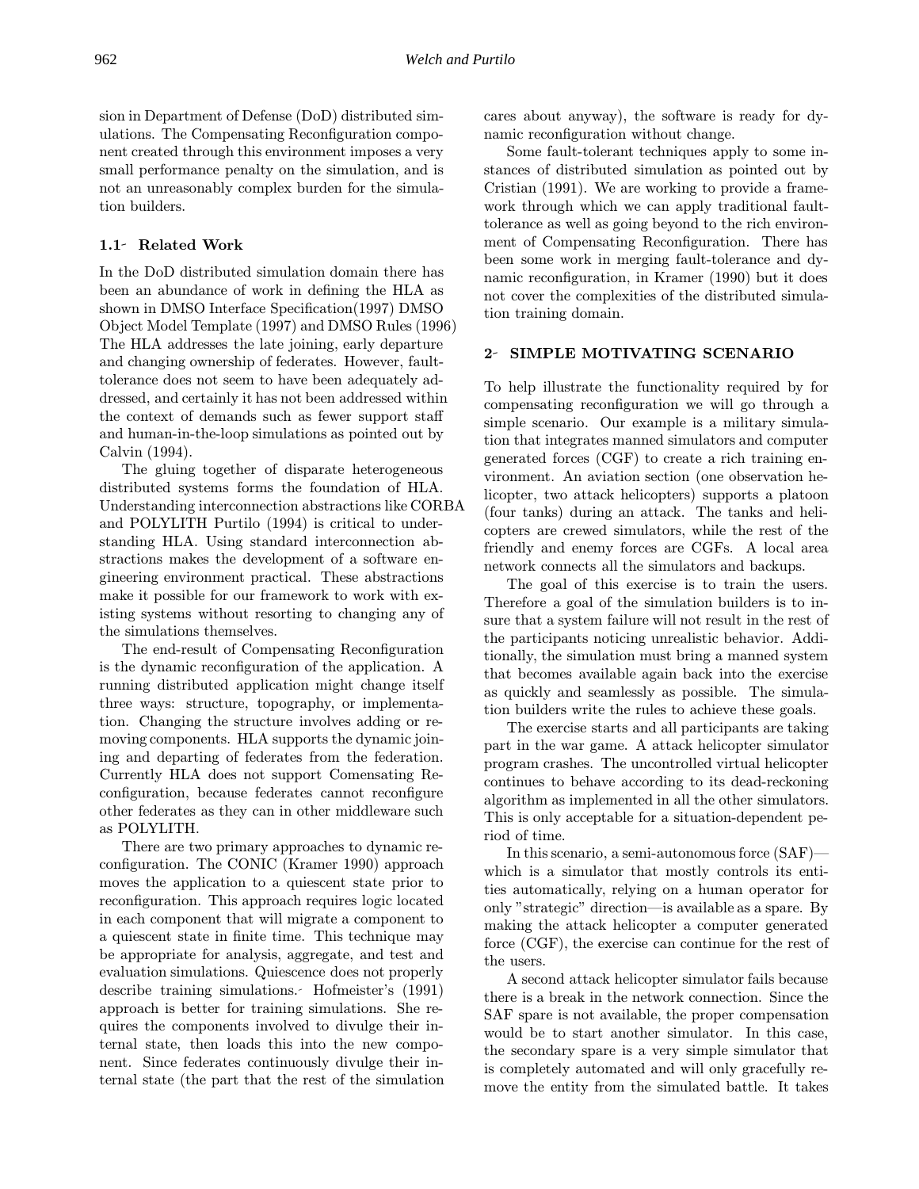sion in Department of Defense (DoD) distributed simulations. The Compensating Reconfiguration component created through this environment imposes a very small performance penalty on the simulation, and is not an unreasonably complex burden for the simulation builders.

### 1.1 Related Work

In the DoD distributed simulation domain there has been an abundance of work in defining the HLA as shown in DMSO Interface Specification(1997) DMSO Object Model Template (1997) and DMSO Rules (1996) The HLA addresses the late joining, early departure and changing ownership of federates. However, fault-tolerance does not seem to have been adequately addressed, and certainly it has not been addressed within the context of demands such as fewer support staff and human-in-the-loop simulations as pointed out by Calvin (1994).

The gluing together of disparate heterogeneous distributed systems forms the foundation of HLA. Understanding interconnection abstractions like CORBA and POLYLITH Purtilo (1994) is critical to understanding HLA. Using standard interconnection abstractions makes the development of a software engineering environment practical. These abstractions make it possible for our framework to work with existing systems without resorting to changing any of the simulations themselves.

The end-result of Compensating Reconfiguration is the dynamic reconfiguration of the application. A running distributed application might change itself three ways: structure, topography, or implementation. Changing the structure involves adding or removing components. HLA supports the dynamic joining and departing of federates from the federation. Currently HLA does not support Comensating Reconfiguration, because federates cannot reconfigure other federates as they can in other middleware such as POLYLITH.

There are two primary approaches to dynamic reconfiguration. The CONIC (Kramer 1990) approach moves the application to a quiescent state prior to reconfiguration. This approach requires logic located in each component that will migrate a component to a quiescent state in finite time. This technique may be appropriate for analysis, aggregate, and test and evaluation simulations. Quiescence does not properly describe training simulations. Hofmeister's (1991) approach is better for training simulations. She requires the components involved to divulge their internal state, then loads this into the new component. Since federates continuously divulge their internal state (the part that the rest of the simulation cares about anyway), the software is ready for dynamic reconfiguration without change.

Some fault-tolerant techniques apply to some instances of distributed simulation as pointed out by Cristian (1991). We are working to provide a framework through which we can apply traditional fault-tolerance as well as going beyond to the rich environment of Compensating Reconfiguration. There has been some work in merging fault-tolerance and dynamic reconfiguration, in Kramer (1990) but it does not cover the complexities of the distributed simulation training domain.

## 2 SIMPLE MOTIVATING SCENARIO

To help illustrate the functionality required by for compensating reconfiguration we will go through a simple scenario. Our example is a military simulation that integrates manned simulators and computer generated forces (CGF) to create a rich training environment. An aviation section (one observation helicopter, two attack helicopters) supports a platoon (four tanks) during an attack. The tanks and helicopters are crewed simulators, while the rest of the friendly and enemy forces are CGFs. A local area network connects all the simulators and backups.

The goal of this exercise is to train the users. Therefore a goal of the simulation builders is to insure that a system failure will not result in the rest of the participants noticing unrealistic behavior. Additionally, the simulation must bring a manned system that becomes available again back into the exercise as quickly and seamlessly as possible. The simulation builders write the rules to achieve these goals.

The exercise starts and all participants are taking part in the war game. A attack helicopter simulator program crashes. The uncontrolled virtual helicopter continues to behave according to its dead-reckoning algorithm as implemented in all the other simulators. This is only acceptable for a situation-dependent period of time.

In this scenario, a semi-autonomous force (SAF)—which is a simulator that mostly controls its entities automatically, relying on a human operator for only "strategic" direction—is available as a spare. By making the attack helicopter a computer generated force (CGF), the exercise can continue for the rest of the users.

A second attack helicopter simulator fails because there is a break in the network connection. Since the SAF spare is not available, the proper compensation would be to start another simulator. In this case, the secondary spare is a very simple simulator that is completely automated and will only gracefully remove the entity from the simulated battle. It takes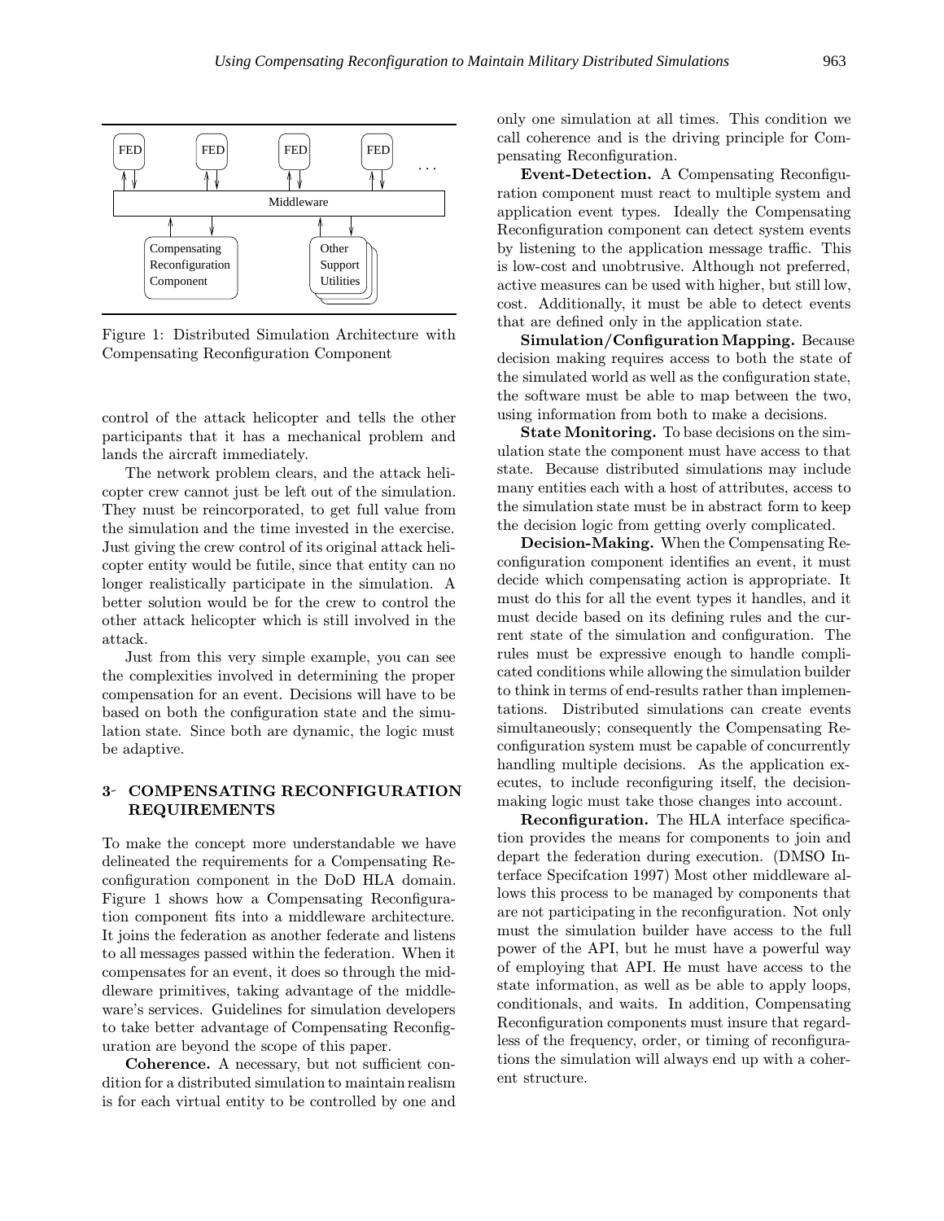FED FED FED FED . . .

Middleware

Compensating Reconfiguration Component

Other Support Utilities

Figure 1: Distributed Simulation Architecture with Compensating Reconfiguration Component

control of the attack helicopter and tells the other participants that it has a mechanical problem and lands the aircraft immediately.

The network problem clears, and the attack helicopter crew cannot just be left out of the simulation. They must be reincorporated, to get full value from the simulation and the time invested in the exercise. Just giving the crew control of its original attack helicopter entity would be futile, since that entity can no longer realistically participate in the simulation. A better solution would be for the crew to control the other attack helicopter which is still involved in the attack.

Just from this very simple example, you can see the complexities involved in determining the proper compensation for an event. Decisions will have to be based on both the configuration state and the simulation state. Since both are dynamic, the logic must be adaptive.

## 3 COMPENSATING RECONFIGURATION REQUIREMENTS

To make the concept more understandable we have delineated the requirements for a Compensating Reconfiguration component in the DoD HLA domain. Figure 1 shows how a Compensating Reconfiguration component fits into a middleware architecture. It joins the federation as another federate and listens to all messages passed within the federation. When it compensates for an event, it does so through the middleware primitives, taking advantage of the middleware's services. Guidelines for simulation developers to take better advantage of Compensating Reconfiguration are beyond the scope of this paper.

**Coherence.** A necessary, but not sufficient condition for a distributed simulation to maintain realism is for each virtual entity to be controlled by one and only one simulation at all times. This condition we call coherence and is the driving principle for Compensating Reconfiguration.

**Event-Detection.** A Compensating Reconfiguration component must react to multiple system and application event types. Ideally the Compensating Reconfiguration component can detect system events by listening to the application message traffic. This is low-cost and unobtrusive. Although not preferred, active measures can be used with higher, but still low, cost. Additionally, it must be able to detect events that are defined only in the application state.

**Simulation/Configuration Mapping.** Because decision making requires access to both the state of the simulated world as well as the configuration state, the software must be able to map between the two, using information from both to make a decisions.

**State Monitoring.** To base decisions on the simulation state the component must have access to that state. Because distributed simulations may include many entities each with a host of attributes, access to the simulation state must be in abstract form to keep the decision logic from getting overly complicated.

**Decision-Making.** When the Compensating Reconfiguration component identifies an event, it must decide which compensating action is appropriate. It must do this for all the event types it handles, and it must decide based on its defining rules and the current state of the simulation and configuration. The rules must be expressive enough to handle complicated conditions while allowing the simulation builder to think in terms of end-results rather than implementations. Distributed simulations can create events simultaneously; consequently the Compensating Reconfiguration system must be capable of concurrently handling multiple decisions. As the application executes, to include reconfiguring itself, the decision-making logic must take those changes into account.

**Reconfiguration.** The HLA interface specification provides the means for components to join and depart the federation during execution. (DMSO Interface Specifcation 1997) Most other middleware allows this process to be managed by components that are not participating in the reconfiguration. Not only must the simulation builder have access to the full power of the API, but he must have a powerful way of employing that API. He must have access to the state information, as well as be able to apply loops, conditionals, and waits. In addition, Compensating Reconfiguration components must insure that regardless of the frequency, order, or timing of reconfigurations the simulation will always end up with a coherent structure.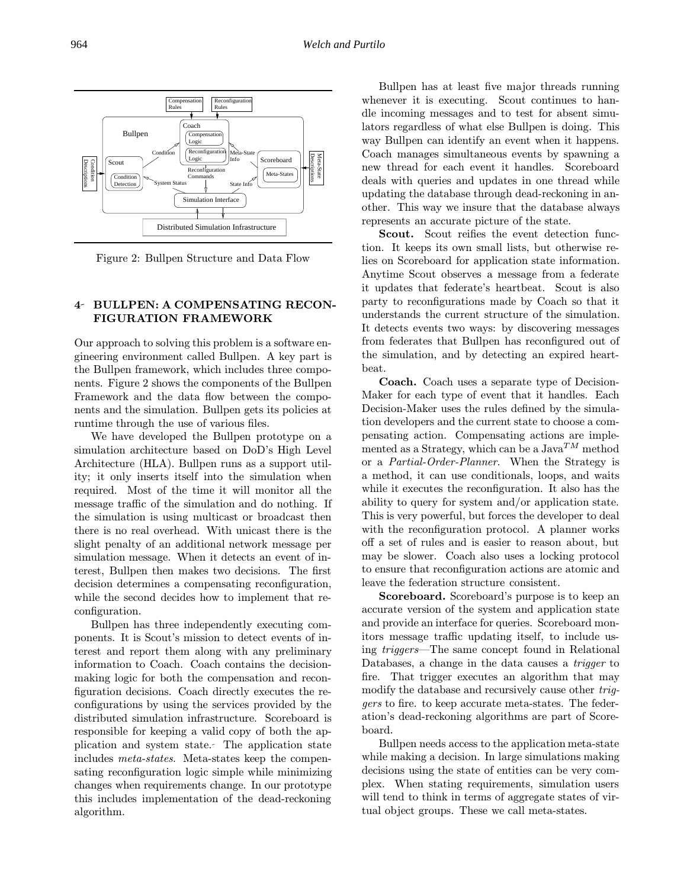Compensation Rules

Reconfiguration Rules

Bullpen

Coach

Compensation Logic

Reconfiguration Logic

Condition

Meta-State Info

Condition Descriptions

Scout

Condition Detection

System Status

Reconfiguration Commands

State Info

Scoreboard

Meta-States

Meta-State Descriptions

Simulation Interface

Distributed Simulation Infrastructure

Figure 2: Bullpen Structure and Data Flow

## 4 BULLPEN: A COMPENSATING RECONFIGURATION FRAMEWORK

Our approach to solving this problem is a software engineering environment called Bullpen. A key part is the Bullpen framework, which includes three components. Figure 2 shows the components of the Bullpen Framework and the data flow between the components and the simulation. Bullpen gets its policies at runtime through the use of various files.

We have developed the Bullpen prototype on a simulation architecture based on DoD's High Level Architecture (HLA). Bullpen runs as a support utility; it only inserts itself into the simulation when required. Most of the time it will monitor all the message traffic of the simulation and do nothing. If the simulation is using multicast or broadcast then there is no real overhead. With unicast there is the slight penalty of an additional network message per simulation message. When it detects an event of interest, Bullpen then makes two decisions. The first decision determines a compensating reconfiguration, while the second decides how to implement that reconfiguration.

Bullpen has three independently executing components. It is Scout's mission to detect events of interest and report them along with any preliminary information to Coach. Coach contains the decision-making logic for both the compensation and reconfiguration decisions. Coach directly executes the reconfigurations by using the services provided by the distributed simulation infrastructure. Scoreboard is responsible for keeping a valid copy of both the application and system state. The application state includes *meta-states*. Meta-states keep the compensating reconfiguration logic simple while minimizing changes when requirements change. In our prototype this includes implementation of the dead-reckoning algorithm.

Bullpen has at least five major threads running whenever it is executing. Scout continues to handle incoming messages and to test for absent simulators regardless of what else Bullpen is doing. This way Bullpen can identify an event when it happens. Coach manages simultaneous events by spawning a new thread for each event it handles. Scoreboard deals with queries and updates in one thread while updating the database through dead-reckoning in another. This way we insure that the database always represents an accurate picture of the state.

**Scout.** Scout reifies the event detection function. It keeps its own small lists, but otherwise relies on Scoreboard for application state information. Anytime Scout observes a message from a federate it updates that federate's heartbeat. Scout is also party to reconfigurations made by Coach so that it understands the current structure of the simulation. It detects events two ways: by discovering messages from federates that Bullpen has reconfigured out of the simulation, and by detecting an expired heartbeat.

**Coach.** Coach uses a separate type of Decision-Maker for each type of event that it handles. Each Decision-Maker uses the rules defined by the simulation developers and the current state to choose a compensating action. Compensating actions are implemented as a Strategy, which can be a Java$^{TM}$ method or a *Partial-Order-Planner*. When the Strategy is a method, it can use conditionals, loops, and waits while it executes the reconfiguration. It also has the ability to query for system and/or application state. This is very powerful, but forces the developer to deal with the reconfiguration protocol. A planner works off a set of rules and is easier to reason about, but may be slower. Coach also uses a locking protocol to ensure that reconfiguration actions are atomic and leave the federation structure consistent.

**Scoreboard.** Scoreboard's purpose is to keep an accurate version of the system and application state and provide an interface for queries. Scoreboard monitors message traffic updating itself, to include using *triggers*—The same concept found in Relational Databases, a change in the data causes a *trigger* to fire. That trigger executes an algorithm that may modify the database and recursively cause other *triggers* to fire. to keep accurate meta-states. The federation's dead-reckoning algorithms are part of Scoreboard.

Bullpen needs access to the application meta-state while making a decision. In large simulations making decisions using the state of entities can be very complex. When stating requirements, simulation users will tend to think in terms of aggregate states of virtual object groups. These we call meta-states.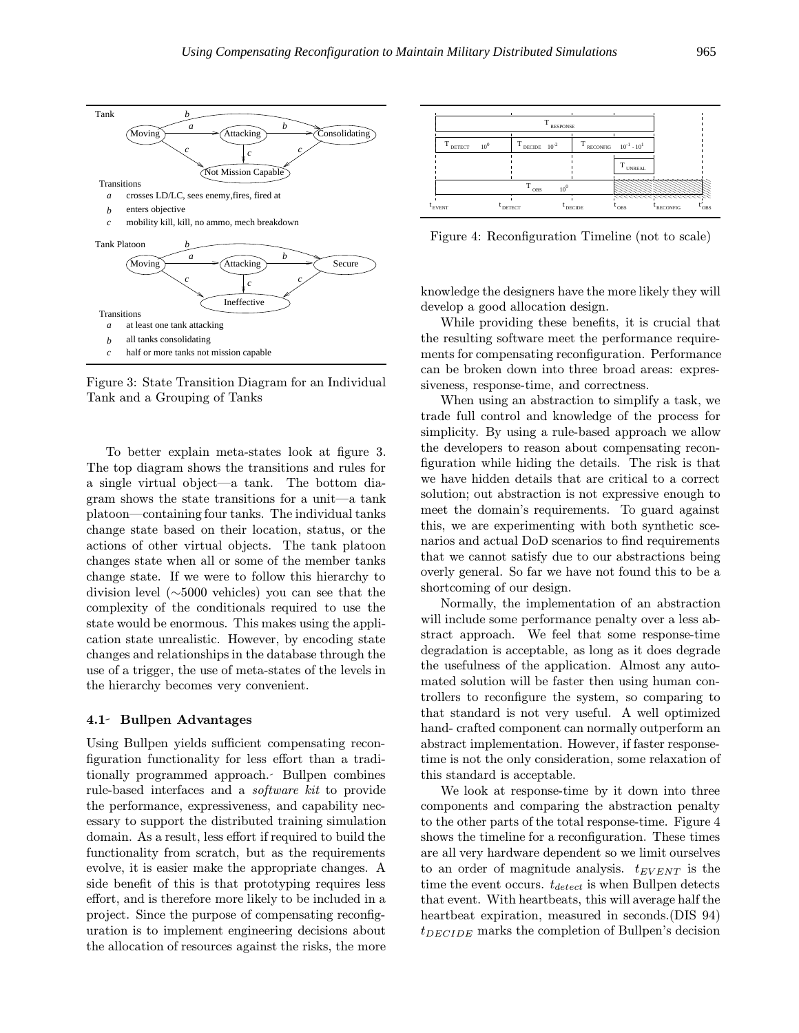Figure 3: State Transition Diagram for an Individual Tank and a Grouping of Tanks

To better explain meta-states look at figure 3. The top diagram shows the transitions and rules for a single virtual object—a tank. The bottom diagram shows the state transitions for a unit—a tank platoon—containing four tanks. The individual tanks change state based on their location, status, or the actions of other virtual objects. The tank platoon changes state when all or some of the member tanks change state. If we were to follow this hierarchy to division level (∼5000 vehicles) you can see that the complexity of the conditionals required to use the state would be enormous. This makes using the application state unrealistic. However, by encoding state changes and relationships in the database through the use of a trigger, the use of meta-states of the levels in the hierarchy becomes very convenient.

### 4.1 Bullpen Advantages

Using Bullpen yields sufficient compensating reconfiguration functionality for less effort than a traditionally programmed approach. Bullpen combines rule-based interfaces and a *software kit* to provide the performance, expressiveness, and capability necessary to support the distributed training simulation domain. As a result, less effort if required to build the functionality from scratch, but as the requirements evolve, it is easier make the appropriate changes. A side benefit of this is that prototyping requires less effort, and is therefore more likely to be included in a project. Since the purpose of compensating reconfiguration is to implement engineering decisions about the allocation of resources against the risks, the more knowledge the designers have the more likely they will develop a good allocation design.

Figure 4: Reconfiguration Timeline (not to scale)

While providing these benefits, it is crucial that the resulting software meet the performance requirements for compensating reconfiguration. Performance can be broken down into three broad areas: expressiveness, response-time, and correctness.

When using an abstraction to simplify a task, we trade full control and knowledge of the process for simplicity. By using a rule-based approach we allow the developers to reason about compensating reconfiguration while hiding the details. The risk is that we have hidden details that are critical to a correct solution; out abstraction is not expressive enough to meet the domain's requirements. To guard against this, we are experimenting with both synthetic scenarios and actual DoD scenarios to find requirements that we cannot satisfy due to our abstractions being overly general. So far we have not found this to be a shortcoming of our design.

Normally, the implementation of an abstraction will include some performance penalty over a less abstract approach. We feel that some response-time degradation is acceptable, as long as it does degrade the usefulness of the application. Almost any automated solution will be faster then using human controllers to reconfigure the system, so comparing to that standard is not very useful. A well optimized hand- crafted component can normally outperform an abstract implementation. However, if faster response-time is not the only consideration, some relaxation of this standard is acceptable.

We look at response-time by it down into three components and comparing the abstraction penalty to the other parts of the total response-time. Figure 4 shows the timeline for a reconfiguration. These times are all very hardware dependent so we limit ourselves to an order of magnitude analysis. $t_{EVENT}$ is the time the event occurs. $t_{detect}$ is when Bullpen detects that event. With heartbeats, this will average half the heartbeat expiration, measured in seconds.(DIS 94) $t_{DECIDE}$ marks the completion of Bullpen's decision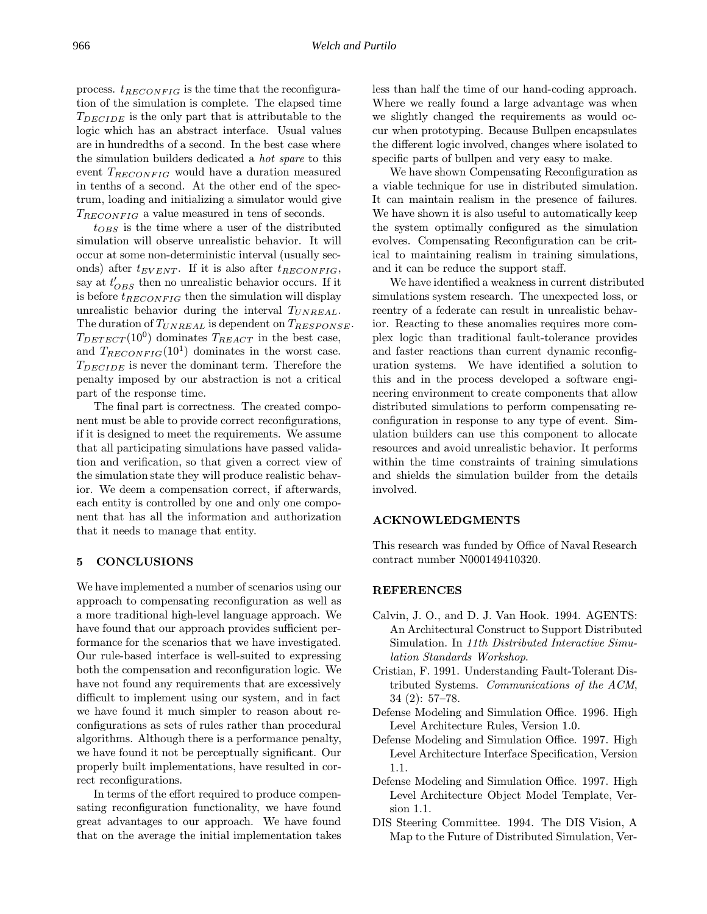process. $t_{RECONFIG}$ is the time that the reconfiguration of the simulation is complete. The elapsed time $T_{DECIDE}$ is the only part that is attributable to the logic which has an abstract interface. Usual values are in hundredths of a second. In the best case where the simulation builders dedicated a *hot spare* to this event $T_{RECONFIG}$ would have a duration measured in tenths of a second. At the other end of the spectrum, loading and initializing a simulator would give $T_{RECONFIG}$ a value measured in tens of seconds.

$t_{OBS}$ is the time where a user of the distributed simulation will observe unrealistic behavior. It will occur at some non-deterministic interval (usually seconds) after $t_{EVENT}$. If it is also after $t_{RECONFIG}$, say at $t'_{OBS}$ then no unrealistic behavior occurs. If it is before $t_{RECONFIG}$ then the simulation will display unrealistic behavior during the interval $T_{UNREAL}$. The duration of $T_{UNREAL}$ is dependent on $T_{RESPONSE}$. $T_{DETECT}(10^0)$ dominates $T_{REACT}$ in the best case, and $T_{RECONFIG}(10^1)$ dominates in the worst case. $T_{DECIDE}$ is never the dominant term. Therefore the penalty imposed by our abstraction is not a critical part of the response time.

The final part is correctness. The created component must be able to provide correct reconfigurations, if it is designed to meet the requirements. We assume that all participating simulations have passed validation and verification, so that given a correct view of the simulation state they will produce realistic behavior. We deem a compensation correct, if afterwards, each entity is controlled by one and only one component that has all the information and authorization that it needs to manage that entity.

## 5 CONCLUSIONS

We have implemented a number of scenarios using our approach to compensating reconfiguration as well as a more traditional high-level language approach. We have found that our approach provides sufficient performance for the scenarios that we have investigated. Our rule-based interface is well-suited to expressing both the compensation and reconfiguration logic. We have not found any requirements that are excessively difficult to implement using our system, and in fact we have found it much simpler to reason about reconfigurations as sets of rules rather than procedural algorithms. Although there is a performance penalty, we have found it not be perceptually significant. Our properly built implementations, have resulted in correct reconfigurations.

In terms of the effort required to produce compensating reconfiguration functionality, we have found great advantages to our approach. We have found that on the average the initial implementation takes less than half the time of our hand-coding approach. Where we really found a large advantage was when we slightly changed the requirements as would occur when prototyping. Because Bullpen encapsulates the different logic involved, changes where isolated to specific parts of bullpen and very easy to make.

We have shown Compensating Reconfiguration as a viable technique for use in distributed simulation. It can maintain realism in the presence of failures. We have shown it is also useful to automatically keep the system optimally configured as the simulation evolves. Compensating Reconfiguration can be critical to maintaining realism in training simulations, and it can be reduce the support staff.

We have identified a weakness in current distributed simulations system research. The unexpected loss, or reentry of a federate can result in unrealistic behavior. Reacting to these anomalies requires more complex logic than traditional fault-tolerance provides and faster reactions than current dynamic reconfiguration systems. We have identified a solution to this and in the process developed a software engineering environment to create components that allow distributed simulations to perform compensating reconfiguration in response to any type of event. Simulation builders can use this component to allocate resources and avoid unrealistic behavior. It performs within the time constraints of training simulations and shields the simulation builder from the details involved.

## ACKNOWLEDGMENTS

This research was funded by Office of Naval Research contract number N000149410320.

## REFERENCES

Calvin, J. O., and D. J. Van Hook. 1994. AGENTS: An Architectural Construct to Support Distributed Simulation. In *11th Distributed Interactive Simulation Standards Workshop*.

Cristian, F. 1991. Understanding Fault-Tolerant Distributed Systems. *Communications of the ACM*, 34 (2): 57–78.

Defense Modeling and Simulation Office. 1996. High Level Architecture Rules, Version 1.0.

Defense Modeling and Simulation Office. 1997. High Level Architecture Interface Specification, Version 1.1.

Defense Modeling and Simulation Office. 1997. High Level Architecture Object Model Template, Version 1.1.

DIS Steering Committee. 1994. The DIS Vision, A Map to the Future of Distributed Simulation, Ver-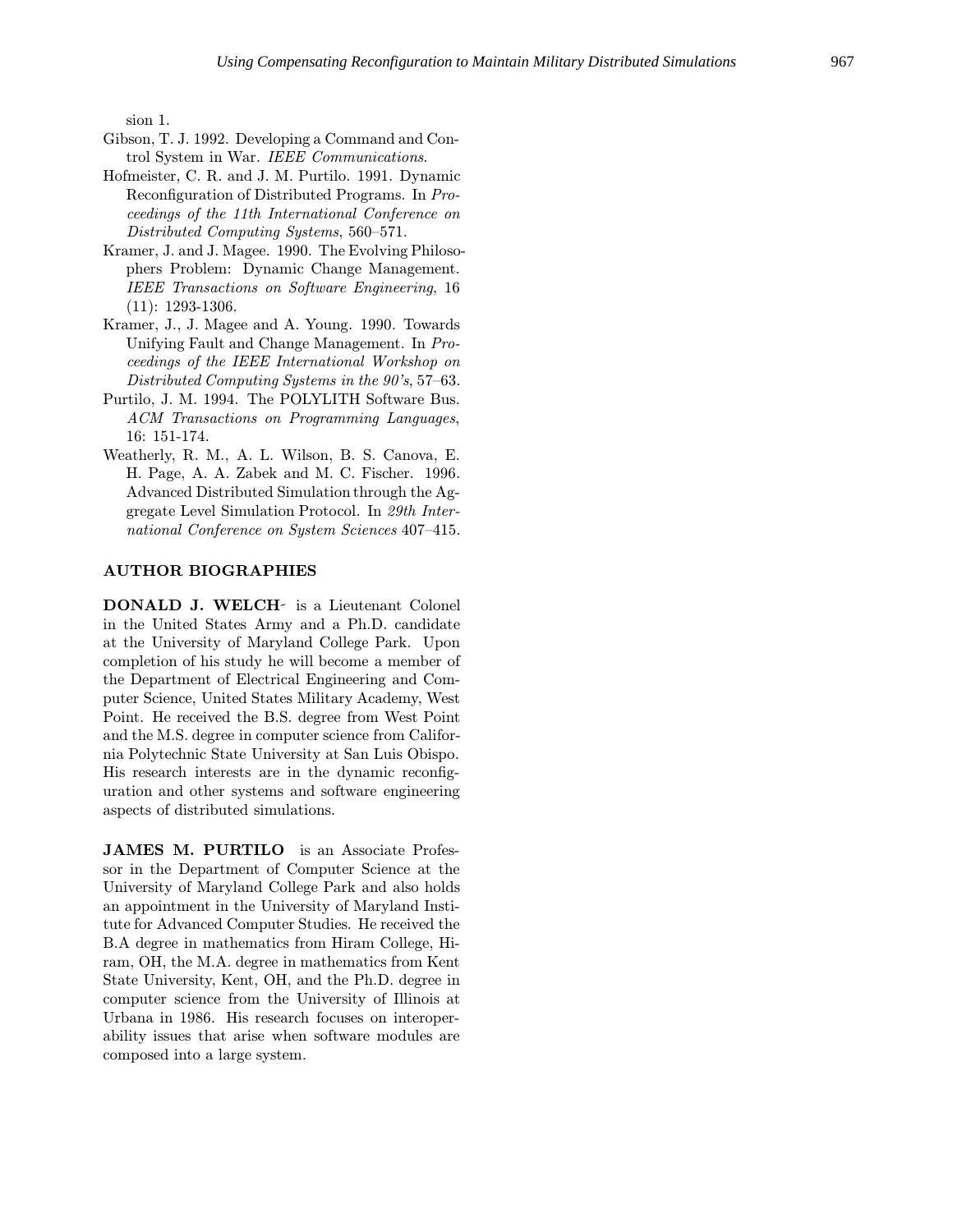sion 1.

Gibson, T. J. 1992. Developing a Command and Control System in War. *IEEE Communications*.

Hofmeister, C. R. and J. M. Purtilo. 1991. Dynamic Reconfiguration of Distributed Programs. In *Proceedings of the 11th International Conference on Distributed Computing Systems*, 560–571.

Kramer, J. and J. Magee. 1990. The Evolving Philosophers Problem: Dynamic Change Management. *IEEE Transactions on Software Engineering*, 16 (11): 1293-1306.

Kramer, J., J. Magee and A. Young. 1990. Towards Unifying Fault and Change Management. In *Proceedings of the IEEE International Workshop on Distributed Computing Systems in the 90's*, 57–63.

Purtilo, J. M. 1994. The POLYLITH Software Bus. *ACM Transactions on Programming Languages*, 16: 151-174.

Weatherly, R. M., A. L. Wilson, B. S. Canova, E. H. Page, A. A. Zabek and M. C. Fischer. 1996. Advanced Distributed Simulation through the Aggregate Level Simulation Protocol. In *29th International Conference on System Sciences* 407–415.

## AUTHOR BIOGRAPHIES

**DONALD J. WELCH** is a Lieutenant Colonel in the United States Army and a Ph.D. candidate at the University of Maryland College Park. Upon completion of his study he will become a member of the Department of Electrical Engineering and Computer Science, United States Military Academy, West Point. He received the B.S. degree from West Point and the M.S. degree in computer science from California Polytechnic State University at San Luis Obispo. His research interests are in the dynamic reconfiguration and other systems and software engineering aspects of distributed simulations.

**JAMES M. PURTILO** is an Associate Professor in the Department of Computer Science at the University of Maryland College Park and also holds an appointment in the University of Maryland Institute for Advanced Computer Studies. He received the B.A degree in mathematics from Hiram College, Hiram, OH, the M.A. degree in mathematics from Kent State University, Kent, OH, and the Ph.D. degree in computer science from the University of Illinois at Urbana in 1986. His research focuses on interoperability issues that arise when software modules are composed into a large system.